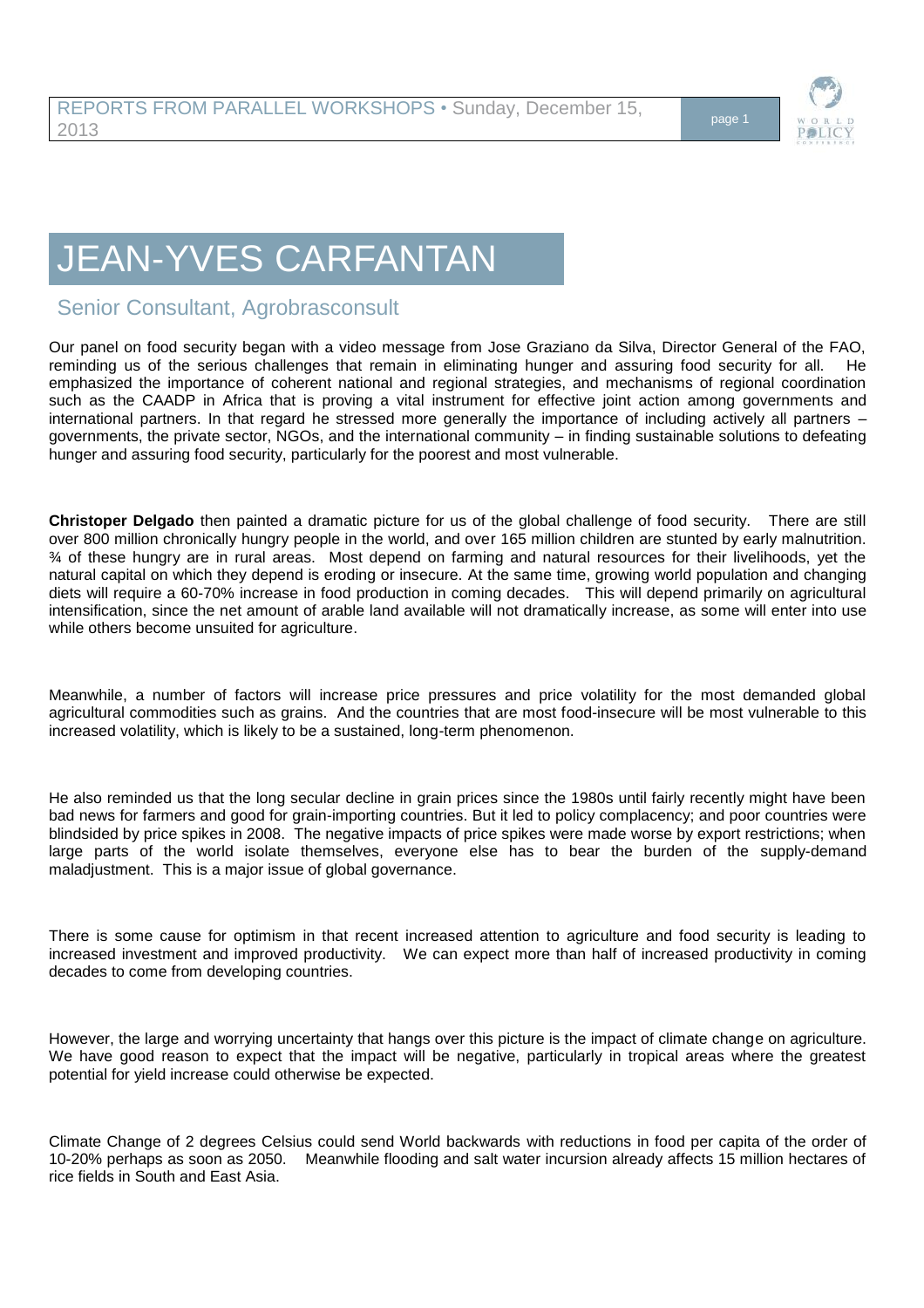# JEAN-YVES CARFANTAN

## Senior Consultant, Agrobrasconsult

Our panel on food security began with a video message from Jose Graziano da Silva, Director General of the FAO, reminding us of the serious challenges that remain in eliminating hunger and assuring food security for all. He emphasized the importance of coherent national and regional strategies, and mechanisms of regional coordination such as the CAADP in Africa that is proving a vital instrument for effective joint action among governments and international partners. In that regard he stressed more generally the importance of including actively all partners – governments, the private sector, NGOs, and the international community – in finding sustainable solutions to defeating hunger and assuring food security, particularly for the poorest and most vulnerable.

**Christoper Delgado** then painted a dramatic picture for us of the global challenge of food security. There are still over 800 million chronically hungry people in the world, and over 165 million children are stunted by early malnutrition. ¾ of these hungry are in rural areas. Most depend on farming and natural resources for their livelihoods, yet the natural capital on which they depend is eroding or insecure. At the same time, growing world population and changing diets will require a 60-70% increase in food production in coming decades. This will depend primarily on agricultural intensification, since the net amount of arable land available will not dramatically increase, as some will enter into use while others become unsuited for agriculture.

Meanwhile, a number of factors will increase price pressures and price volatility for the most demanded global agricultural commodities such as grains. And the countries that are most food-insecure will be most vulnerable to this increased volatility, which is likely to be a sustained, long-term phenomenon.

He also reminded us that the long secular decline in grain prices since the 1980s until fairly recently might have been bad news for farmers and good for grain-importing countries. But it led to policy complacency; and poor countries were blindsided by price spikes in 2008. The negative impacts of price spikes were made worse by export restrictions; when large parts of the world isolate themselves, everyone else has to bear the burden of the supply-demand maladjustment. This is a major issue of global governance.

There is some cause for optimism in that recent increased attention to agriculture and food security is leading to increased investment and improved productivity. We can expect more than half of increased productivity in coming decades to come from developing countries.

However, the large and worrying uncertainty that hangs over this picture is the impact of climate change on agriculture. We have good reason to expect that the impact will be negative, particularly in tropical areas where the greatest potential for yield increase could otherwise be expected.

Climate Change of 2 degrees Celsius could send World backwards with reductions in food per capita of the order of 10-20% perhaps as soon as 2050. Meanwhile flooding and salt water incursion already affects 15 million hectares of rice fields in South and East Asia.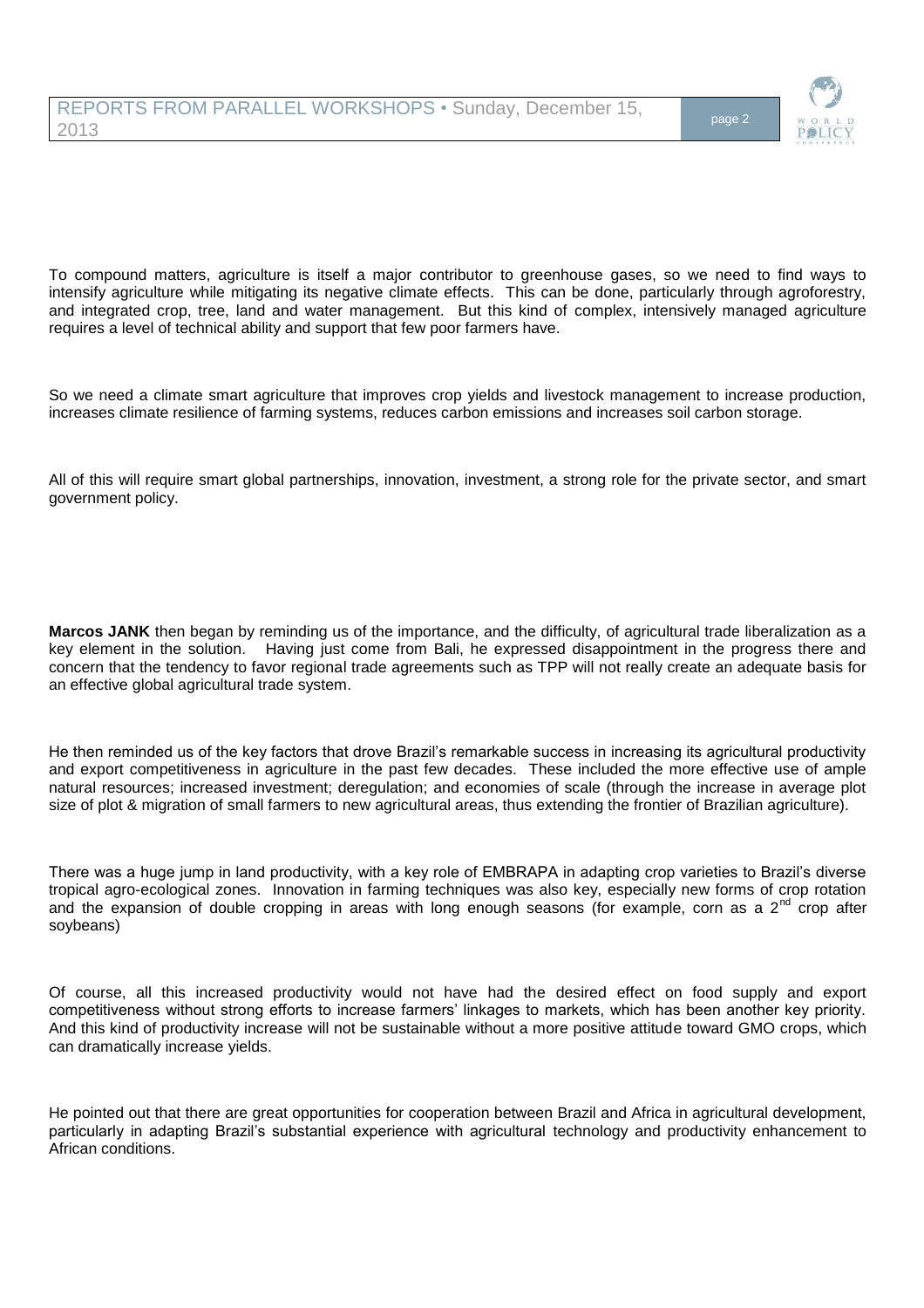To compound matters, agriculture is itself a major contributor to greenhouse gases, so we need to find ways to intensify agriculture while mitigating its negative climate effects. This can be done, particularly through agroforestry, and integrated crop, tree, land and water management. But this kind of complex, intensively managed agriculture requires a level of technical ability and support that few poor farmers have.

So we need a climate smart agriculture that improves crop yields and livestock management to increase production, increases climate resilience of farming systems, reduces carbon emissions and increases soil carbon storage.

All of this will require smart global partnerships, innovation, investment, a strong role for the private sector, and smart government policy.

**Marcos JANK** then began by reminding us of the importance, and the difficulty, of agricultural trade liberalization as a key element in the solution. Having just come from Bali, he expressed disappointment in the progress there and concern that the tendency to favor regional trade agreements such as TPP will not really create an adequate basis for an effective global agricultural trade system.

He then reminded us of the key factors that drove Brazil's remarkable success in increasing its agricultural productivity and export competitiveness in agriculture in the past few decades. These included the more effective use of ample natural resources; increased investment; deregulation; and economies of scale (through the increase in average plot size of plot & migration of small farmers to new agricultural areas, thus extending the frontier of Brazilian agriculture).

There was a huge jump in land productivity, with a key role of EMBRAPA in adapting crop varieties to Brazil's diverse tropical agro-ecological zones. Innovation in farming techniques was also key, especially new forms of crop rotation and the expansion of double cropping in areas with long enough seasons (for example, corn as a 2nd crop after soybeans)

Of course, all this increased productivity would not have had the desired effect on food supply and export competitiveness without strong efforts to increase farmers' linkages to markets, which has been another key priority. And this kind of productivity increase will not be sustainable without a more positive attitude toward GMO crops, which can dramatically increase yields.

He pointed out that there are great opportunities for cooperation between Brazil and Africa in agricultural development, particularly in adapting Brazil's substantial experience with agricultural technology and productivity enhancement to African conditions.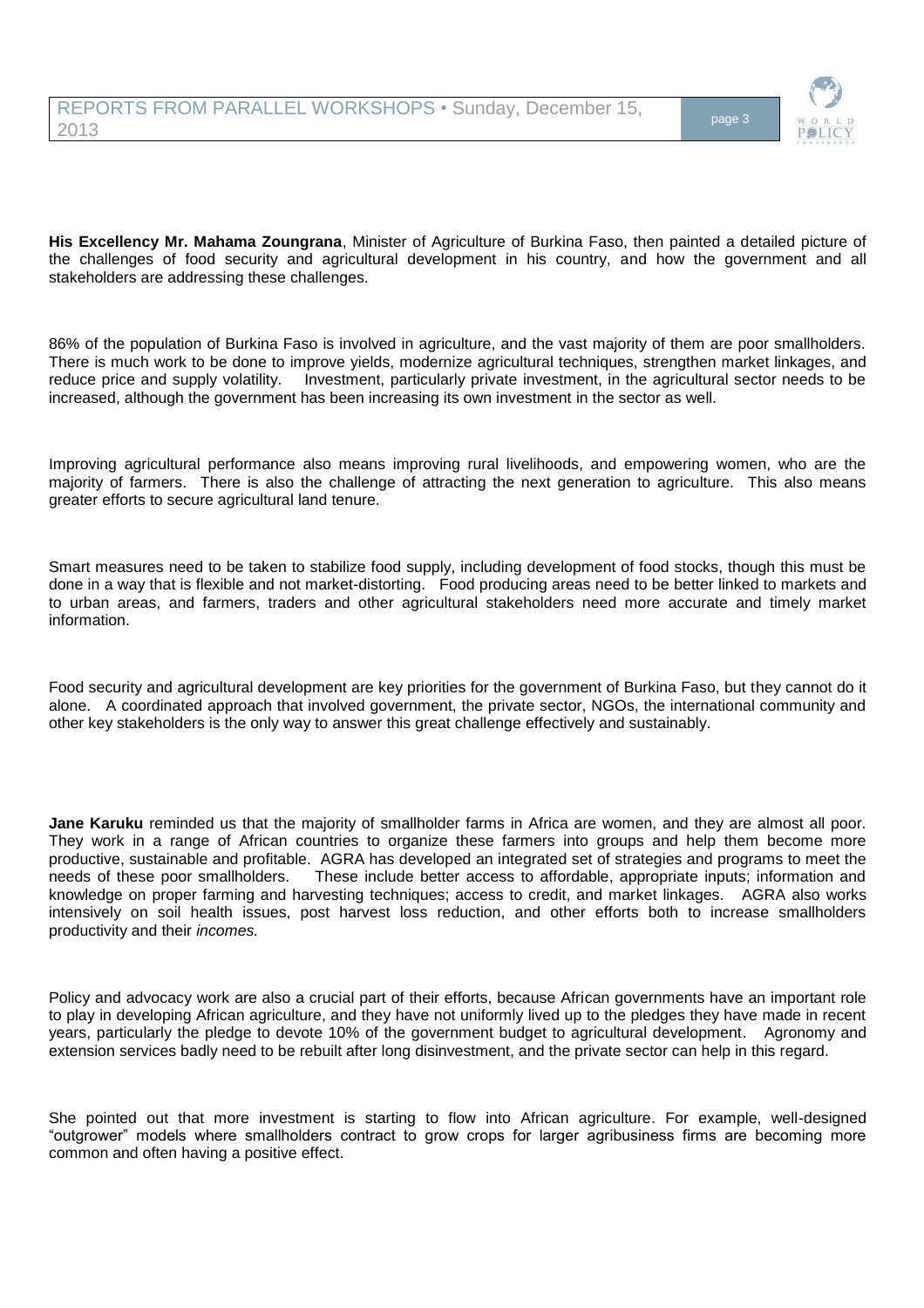**His Excellency Mr. Mahama Zoungrana**, Minister of Agriculture of Burkina Faso, then painted a detailed picture of the challenges of food security and agricultural development in his country, and how the government and all stakeholders are addressing these challenges.

86% of the population of Burkina Faso is involved in agriculture, and the vast majority of them are poor smallholders. There is much work to be done to improve yields, modernize agricultural techniques, strengthen market linkages, and reduce price and supply volatility. Investment, particularly private investment, in the agricultural sector needs to be increased, although the government has been increasing its own investment in the sector as well.

Improving agricultural performance also means improving rural livelihoods, and empowering women, who are the majority of farmers. There is also the challenge of attracting the next generation to agriculture. This also means greater efforts to secure agricultural land tenure.

Smart measures need to be taken to stabilize food supply, including development of food stocks, though this must be done in a way that is flexible and not market-distorting. Food producing areas need to be better linked to markets and to urban areas, and farmers, traders and other agricultural stakeholders need more accurate and timely market information.

Food security and agricultural development are key priorities for the government of Burkina Faso, but they cannot do it alone. A coordinated approach that involved government, the private sector, NGOs, the international community and other key stakeholders is the only way to answer this great challenge effectively and sustainably.

**Jane Karuku** reminded us that the majority of smallholder farms in Africa are women, and they are almost all poor. They work in a range of African countries to organize these farmers into groups and help them become more productive, sustainable and profitable. AGRA has developed an integrated set of strategies and programs to meet the needs of these poor smallholders. These include better access to affordable, appropriate inputs; information and knowledge on proper farming and harvesting techniques; access to credit, and market linkages. AGRA also works intensively on soil health issues, post harvest loss reduction, and other efforts both to increase smallholders productivity and their *incomes.*

Policy and advocacy work are also a crucial part of their efforts, because African governments have an important role to play in developing African agriculture, and they have not uniformly lived up to the pledges they have made in recent years, particularly the pledge to devote 10% of the government budget to agricultural development. Agronomy and extension services badly need to be rebuilt after long disinvestment, and the private sector can help in this regard.

She pointed out that more investment is starting to flow into African agriculture. For example, well-designed "outgrower" models where smallholders contract to grow crops for larger agribusiness firms are becoming more common and often having a positive effect.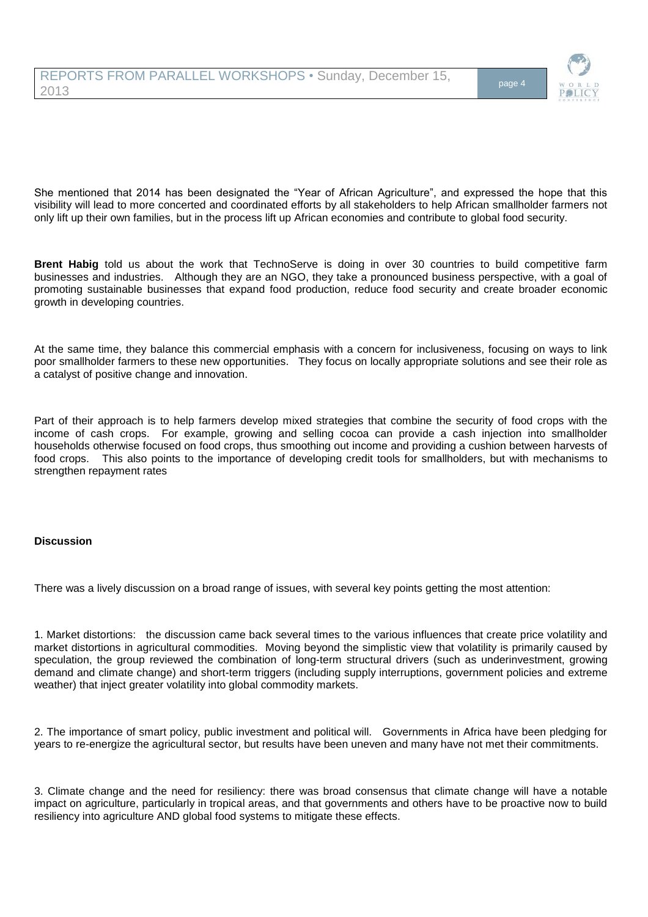She mentioned that 2014 has been designated the "Year of African Agriculture", and expressed the hope that this visibility will lead to more concerted and coordinated efforts by all stakeholders to help African smallholder farmers not only lift up their own families, but in the process lift up African economies and contribute to global food security.

**Brent Habig** told us about the work that TechnoServe is doing in over 30 countries to build competitive farm businesses and industries. Although they are an NGO, they take a pronounced business perspective, with a goal of promoting sustainable businesses that expand food production, reduce food security and create broader economic growth in developing countries.

At the same time, they balance this commercial emphasis with a concern for inclusiveness, focusing on ways to link poor smallholder farmers to these new opportunities. They focus on locally appropriate solutions and see their role as a catalyst of positive change and innovation.

Part of their approach is to help farmers develop mixed strategies that combine the security of food crops with the income of cash crops. For example, growing and selling cocoa can provide a cash injection into smallholder households otherwise focused on food crops, thus smoothing out income and providing a cushion between harvests of food crops. This also points to the importance of developing credit tools for smallholders, but with mechanisms to strengthen repayment rates

**Discussion**

There was a lively discussion on a broad range of issues, with several key points getting the most attention:

1. Market distortions: the discussion came back several times to the various influences that create price volatility and market distortions in agricultural commodities. Moving beyond the simplistic view that volatility is primarily caused by speculation, the group reviewed the combination of long-term structural drivers (such as underinvestment, growing demand and climate change) and short-term triggers (including supply interruptions, government policies and extreme weather) that inject greater volatility into global commodity markets.

2. The importance of smart policy, public investment and political will. Governments in Africa have been pledging for years to re-energize the agricultural sector, but results have been uneven and many have not met their commitments.

3. Climate change and the need for resiliency: there was broad consensus that climate change will have a notable impact on agriculture, particularly in tropical areas, and that governments and others have to be proactive now to build resiliency into agriculture AND global food systems to mitigate these effects.